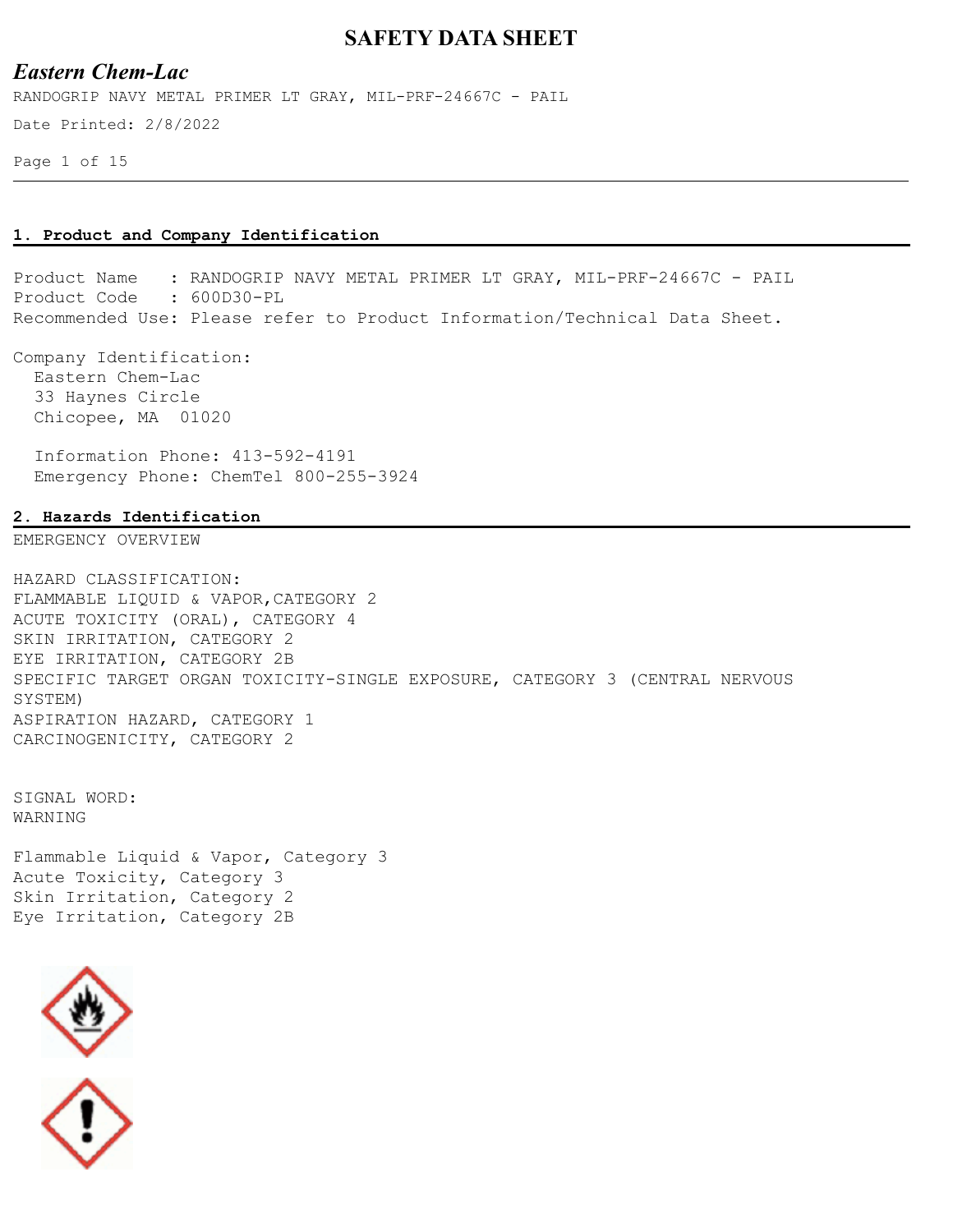# SAFETY DATA SHEET

## *Eastern Chem-Lac*

RANDOGRIP NAVY METAL PRIMER LT GRAY, MIL-PRF-24667C - PAIL

Date Printed: 2/8/2022

### 1. Product and Company Identification

Product Name : RANDOGRIP NAVY METAL PRIMER LT GRAY, MIL-PRF-24667C - PAIL
Product Code : 600D30-PL
Recommended Use: Please refer to Product Information/Technical Data Sheet.

Company Identification:
Eastern Chem-Lac
33 Haynes Circle
Chicopee, MA 01020

Information Phone: 413-592-4191
Emergency Phone: ChemTel 800-255-3924

### 2. Hazards Identification

EMERGENCY OVERVIEW

HAZARD CLASSIFICATION:
FLAMMABLE LIQUID & VAPOR,CATEGORY 2
ACUTE TOXICITY (ORAL), CATEGORY 4
SKIN IRRITATION, CATEGORY 2
EYE IRRITATION, CATEGORY 2B
SPECIFIC TARGET ORGAN TOXICITY-SINGLE EXPOSURE, CATEGORY 3 (CENTRAL NERVOUS SYSTEM)
ASPIRATION HAZARD, CATEGORY 1
CARCINOGENICITY, CATEGORY 2

SIGNAL WORD:
WARNING

Flammable Liquid & Vapor, Category 3
Acute Toxicity, Category 3
Skin Irritation, Category 2
Eye Irritation, Category 2B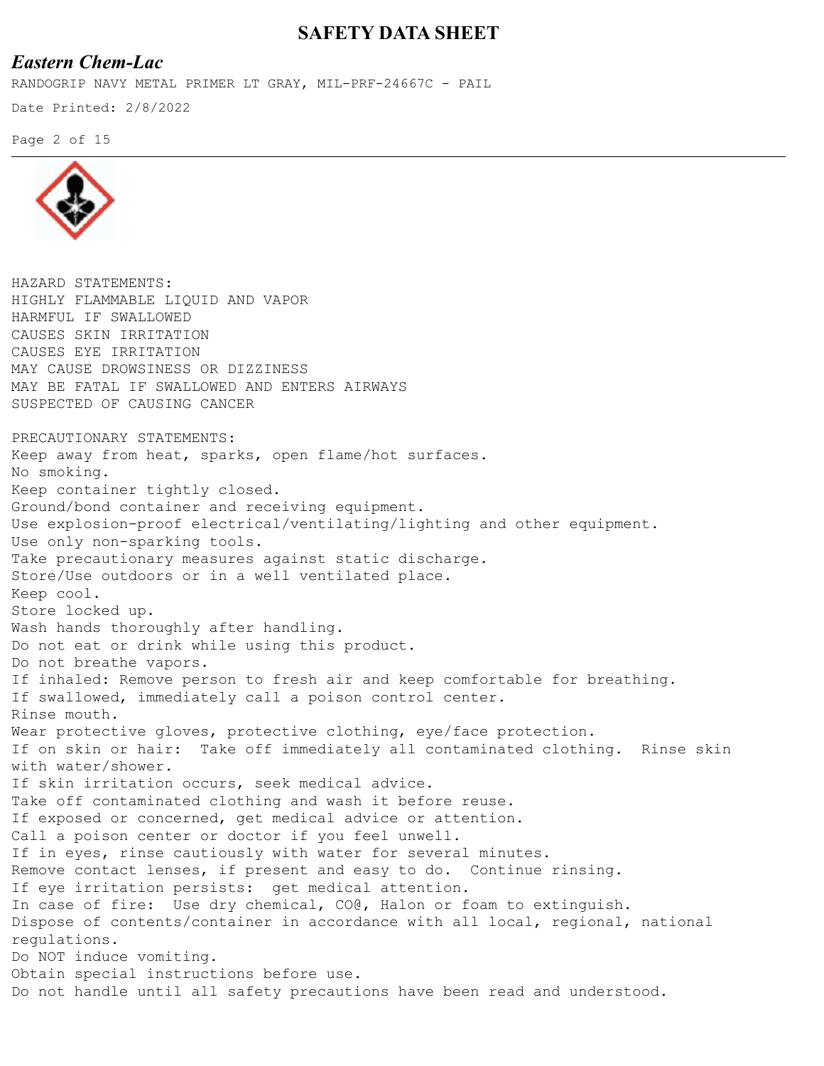HAZARD STATEMENTS:
HIGHLY FLAMMABLE LIQUID AND VAPOR
HARMFUL IF SWALLOWED
CAUSES SKIN IRRITATION
CAUSES EYE IRRITATION
MAY CAUSE DROWSINESS OR DIZZINESS
MAY BE FATAL IF SWALLOWED AND ENTERS AIRWAYS
SUSPECTED OF CAUSING CANCER

PRECAUTIONARY STATEMENTS:
Keep away from heat, sparks, open flame/hot surfaces.
No smoking.
Keep container tightly closed.
Ground/bond container and receiving equipment.
Use explosion-proof electrical/ventilating/lighting and other equipment.
Use only non-sparking tools.
Take precautionary measures against static discharge.
Store/Use outdoors or in a well ventilated place.
Keep cool.
Store locked up.
Wash hands thoroughly after handling.
Do not eat or drink while using this product.
Do not breathe vapors.
If inhaled: Remove person to fresh air and keep comfortable for breathing.
If swallowed, immediately call a poison control center.
Rinse mouth.
Wear protective gloves, protective clothing, eye/face protection.
If on skin or hair: Take off immediately all contaminated clothing. Rinse skin with water/shower.
If skin irritation occurs, seek medical advice.
Take off contaminated clothing and wash it before reuse.
If exposed or concerned, get medical advice or attention.
Call a poison center or doctor if you feel unwell.
If in eyes, rinse cautiously with water for several minutes.
Remove contact lenses, if present and easy to do. Continue rinsing.
If eye irritation persists: get medical attention.
In case of fire: Use dry chemical, CO@, Halon or foam to extinguish.
Dispose of contents/container in accordance with all local, regional, national regulations.
Do NOT induce vomiting.
Obtain special instructions before use.
Do not handle until all safety precautions have been read and understood.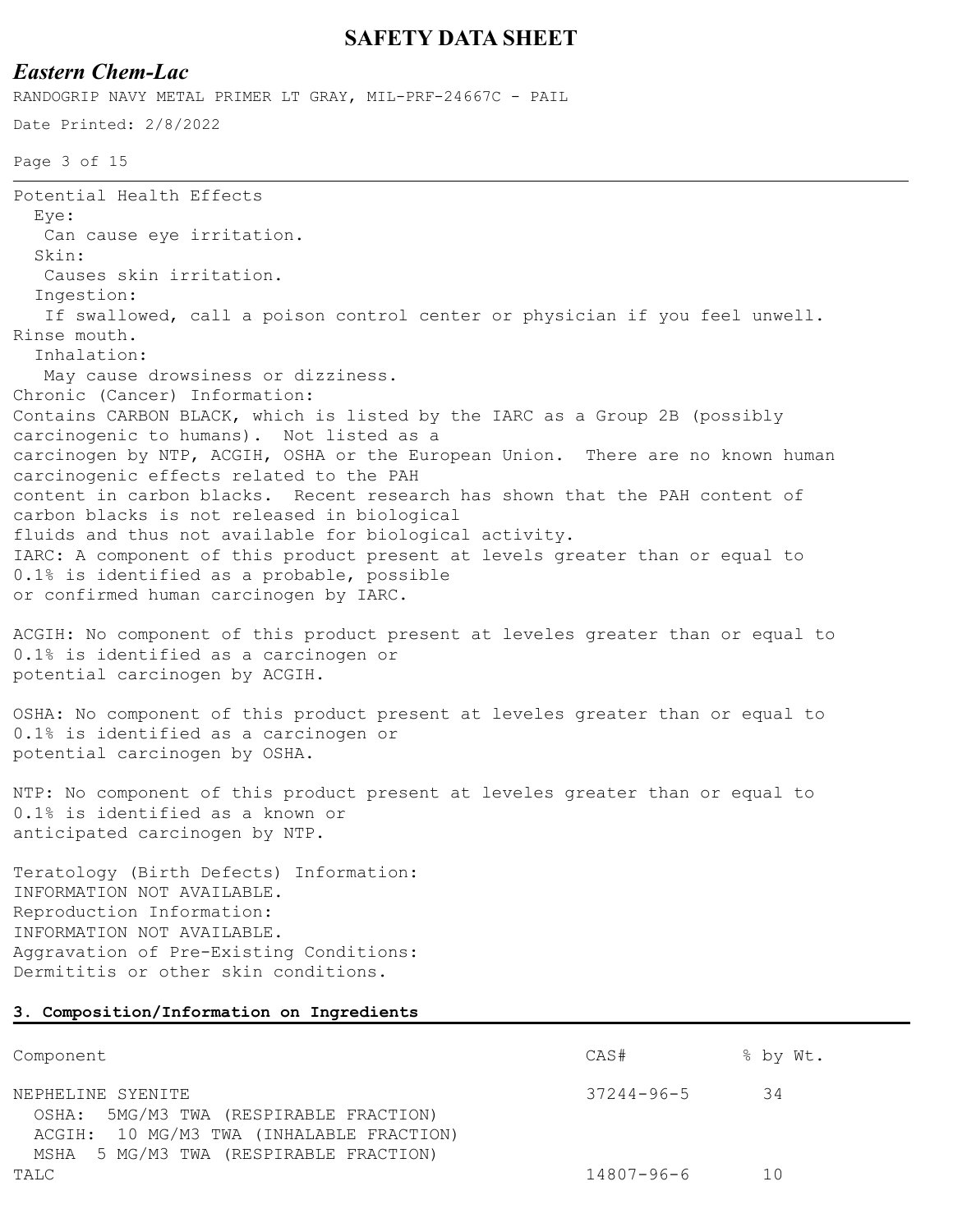Potential Health Effects

Eye:

Can cause eye irritation.

Skin:

Causes skin irritation.

Ingestion:

If swallowed, call a poison control center or physician if you feel unwell. Rinse mouth.

Inhalation:

May cause drowsiness or dizziness.

Chronic (Cancer) Information:

Contains CARBON BLACK, which is listed by the IARC as a Group 2B (possibly carcinogenic to humans). Not listed as a carcinogen by NTP, ACGIH, OSHA or the European Union. There are no known human carcinogenic effects related to the PAH content in carbon blacks. Recent research has shown that the PAH content of carbon blacks is not released in biological fluids and thus not available for biological activity.

IARC: A component of this product present at levels greater than or equal to 0.1% is identified as a probable, possible or confirmed human carcinogen by IARC.

ACGIH: No component of this product present at leveles greater than or equal to 0.1% is identified as a carcinogen or potential carcinogen by ACGIH.

OSHA: No component of this product present at leveles greater than or equal to 0.1% is identified as a carcinogen or potential carcinogen by OSHA.

NTP: No component of this product present at leveles greater than or equal to 0.1% is identified as a known or anticipated carcinogen by NTP.

Teratology (Birth Defects) Information:

INFORMATION NOT AVAILABLE.

Reproduction Information:

INFORMATION NOT AVAILABLE.

Aggravation of Pre-Existing Conditions:

Dermititis or other skin conditions.

## 3. Composition/Information on Ingredients

| Component | CAS# | % by Wt. |
|---|---|---|
| NEPHELINE SYENITE<br>OSHA: 5MG/M3 TWA (RESPIRABLE FRACTION)<br>ACGIH: 10 MG/M3 TWA (INHALABLE FRACTION)<br>MSHA 5 MG/M3 TWA (RESPIRABLE FRACTION) | 37244-96-5 | 34 |
| TALC | 14807-96-6 | 10 |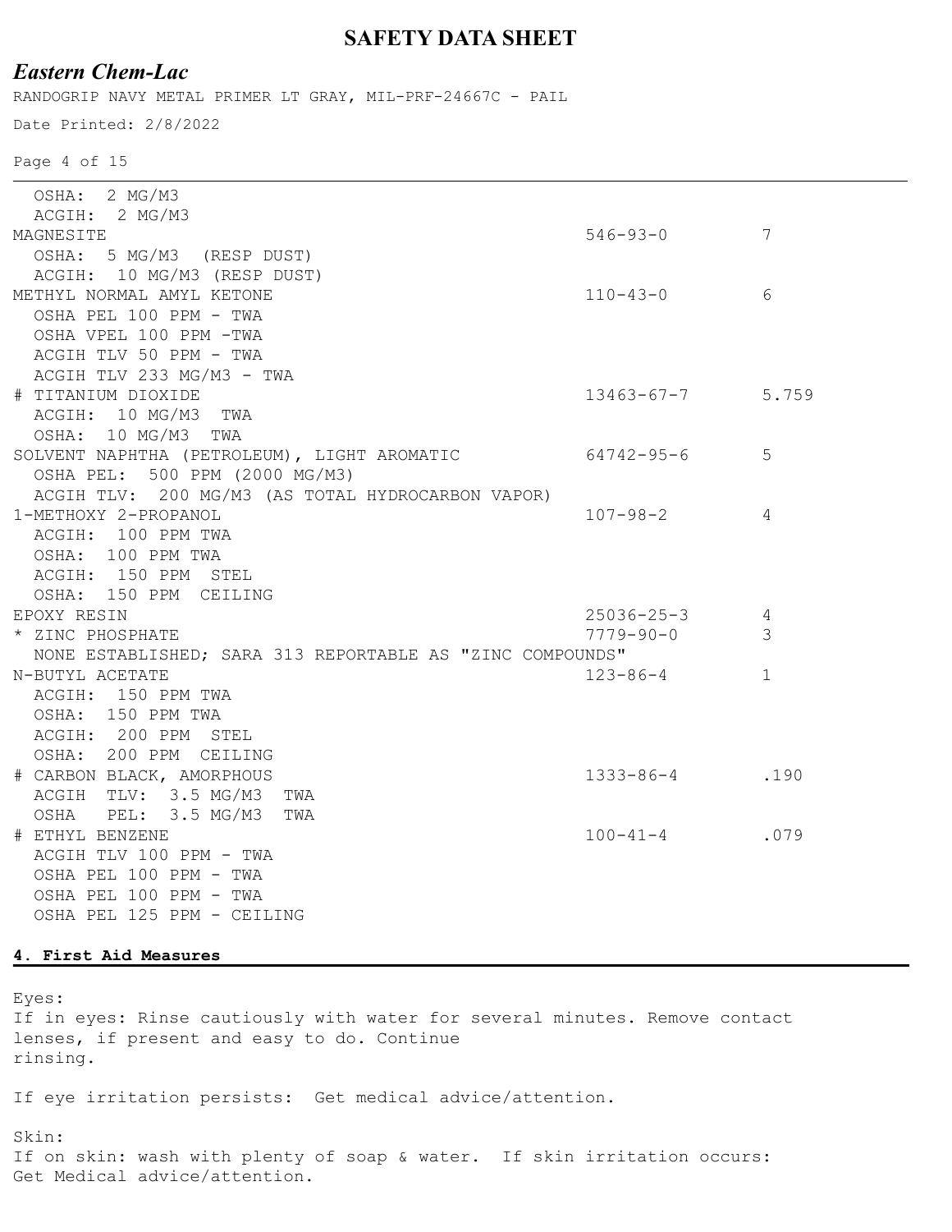| | | |
|---|---|---|
| OSHA: 2 MG/M3 | | |
| ACGIH: 2 MG/M3 | | |
| MAGNESITE | 546-93-0 | 7 |
| OSHA: 5 MG/M3 (RESP DUST) | | |
| ACGIH: 10 MG/M3 (RESP DUST) | | |
| METHYL NORMAL AMYL KETONE | 110-43-0 | 6 |
| OSHA PEL 100 PPM - TWA | | |
| OSHA VPEL 100 PPM -TWA | | |
| ACGIH TLV 50 PPM - TWA | | |
| ACGIH TLV 233 MG/M3 - TWA | | |
| # TITANIUM DIOXIDE | 13463-67-7 | 5.759 |
| ACGIH: 10 MG/M3 TWA | | |
| OSHA: 10 MG/M3 TWA | | |
| SOLVENT NAPHTHA (PETROLEUM), LIGHT AROMATIC | 64742-95-6 | 5 |
| OSHA PEL: 500 PPM (2000 MG/M3) | | |
| ACGIH TLV: 200 MG/M3 (AS TOTAL HYDROCARBON VAPOR) | | |
| 1-METHOXY 2-PROPANOL | 107-98-2 | 4 |
| ACGIH: 100 PPM TWA | | |
| OSHA: 100 PPM TWA | | |
| ACGIH: 150 PPM STEL | | |
| OSHA: 150 PPM CEILING | | |
| EPOXY RESIN | 25036-25-3 | 4 |
| * ZINC PHOSPHATE | 7779-90-0 | 3 |
| NONE ESTABLISHED; SARA 313 REPORTABLE AS "ZINC COMPOUNDS" | | |
| N-BUTYL ACETATE | 123-86-4 | 1 |
| ACGIH: 150 PPM TWA | | |
| OSHA: 150 PPM TWA | | |
| ACGIH: 200 PPM STEL | | |
| OSHA: 200 PPM CEILING | | |
| # CARBON BLACK, AMORPHOUS | 1333-86-4 | .190 |
| ACGIH TLV: 3.5 MG/M3 TWA | | |
| OSHA PEL: 3.5 MG/M3 TWA | | |
| # ETHYL BENZENE | 100-41-4 | .079 |
| ACGIH TLV 100 PPM - TWA | | |
| OSHA PEL 100 PPM - TWA | | |
| OSHA PEL 100 PPM - TWA | | |
| OSHA PEL 125 PPM - CEILING | | |

## 4. First Aid Measures

Eyes:
If in eyes: Rinse cautiously with water for several minutes. Remove contact lenses, if present and easy to do. Continue rinsing.

If eye irritation persists: Get medical advice/attention.

Skin:
If on skin: wash with plenty of soap & water. If skin irritation occurs: Get Medical advice/attention.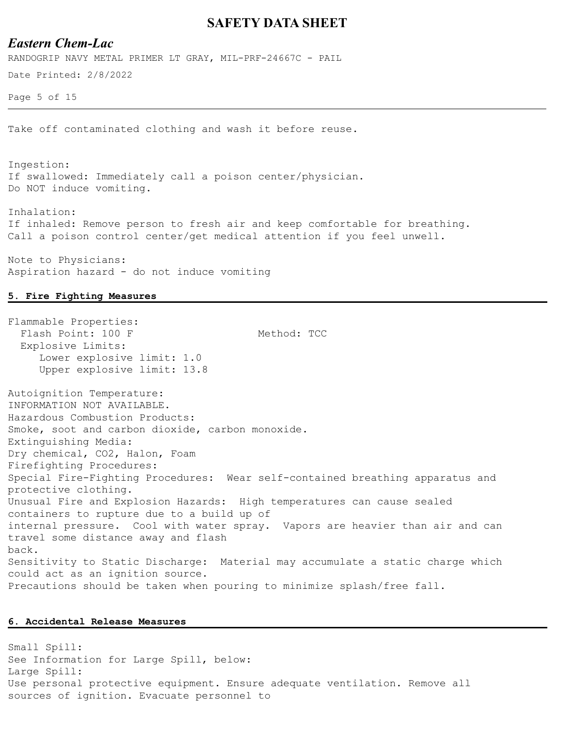Take off contaminated clothing and wash it before reuse.

Ingestion:
If swallowed: Immediately call a poison center/physician.
Do NOT induce vomiting.

Inhalation:
If inhaled: Remove person to fresh air and keep comfortable for breathing.
Call a poison control center/get medical attention if you feel unwell.

Note to Physicians:
Aspiration hazard - do not induce vomiting

## 5. Fire Fighting Measures

Flammable Properties:
Flash Point: 100 F Method: TCC
Explosive Limits:
Lower explosive limit: 1.0
Upper explosive limit: 13.8

Autoignition Temperature:
INFORMATION NOT AVAILABLE.
Hazardous Combustion Products:
Smoke, soot and carbon dioxide, carbon monoxide.
Extinguishing Media:
Dry chemical, $CO_2$, Halon, Foam
Firefighting Procedures:
Special Fire-Fighting Procedures: Wear self-contained breathing apparatus and protective clothing.
Unusual Fire and Explosion Hazards: High temperatures can cause sealed containers to rupture due to a build up of internal pressure. Cool with water spray. Vapors are heavier than air and can travel some distance away and flash back.
Sensitivity to Static Discharge: Material may accumulate a static charge which could act as an ignition source.
Precautions should be taken when pouring to minimize splash/free fall.

## 6. Accidental Release Measures

Small Spill:
See Information for Large Spill, below:
Large Spill:
Use personal protective equipment. Ensure adequate ventilation. Remove all sources of ignition. Evacuate personnel to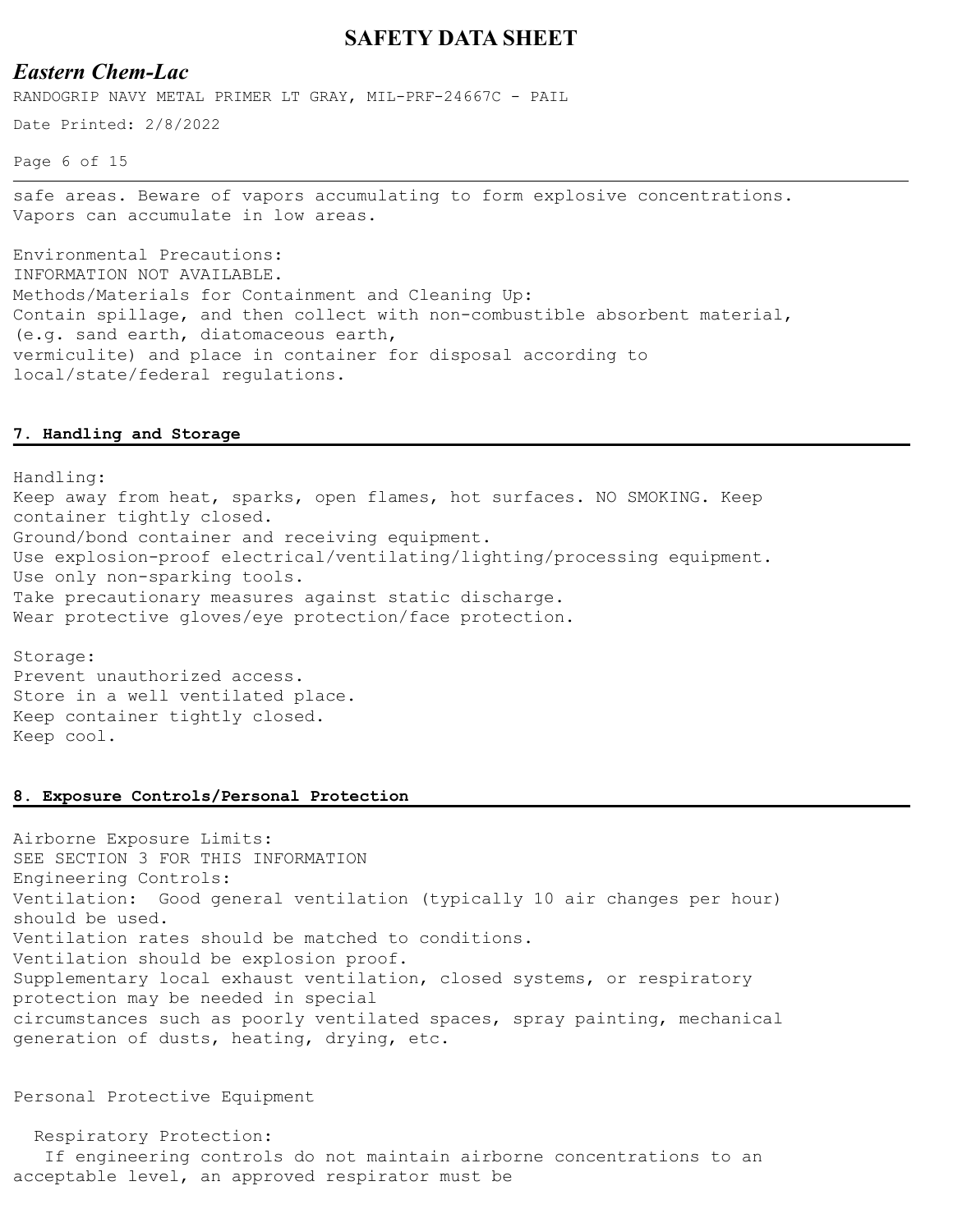safe areas. Beware of vapors accumulating to form explosive concentrations. Vapors can accumulate in low areas.

Environmental Precautions:
INFORMATION NOT AVAILABLE.
Methods/Materials for Containment and Cleaning Up:
Contain spillage, and then collect with non-combustible absorbent material, (e.g. sand earth, diatomaceous earth, vermiculite) and place in container for disposal according to local/state/federal regulations.

## 7. Handling and Storage

Handling:
Keep away from heat, sparks, open flames, hot surfaces. NO SMOKING. Keep container tightly closed.
Ground/bond container and receiving equipment.
Use explosion-proof electrical/ventilating/lighting/processing equipment.
Use only non-sparking tools.
Take precautionary measures against static discharge.
Wear protective gloves/eye protection/face protection.

Storage:
Prevent unauthorized access.
Store in a well ventilated place.
Keep container tightly closed.
Keep cool.

## 8. Exposure Controls/Personal Protection

Airborne Exposure Limits:
SEE SECTION 3 FOR THIS INFORMATION
Engineering Controls:
Ventilation: Good general ventilation (typically 10 air changes per hour) should be used.
Ventilation rates should be matched to conditions.
Ventilation should be explosion proof.
Supplementary local exhaust ventilation, closed systems, or respiratory protection may be needed in special circumstances such as poorly ventilated spaces, spray painting, mechanical generation of dusts, heating, drying, etc.

Personal Protective Equipment

Respiratory Protection:
If engineering controls do not maintain airborne concentrations to an acceptable level, an approved respirator must be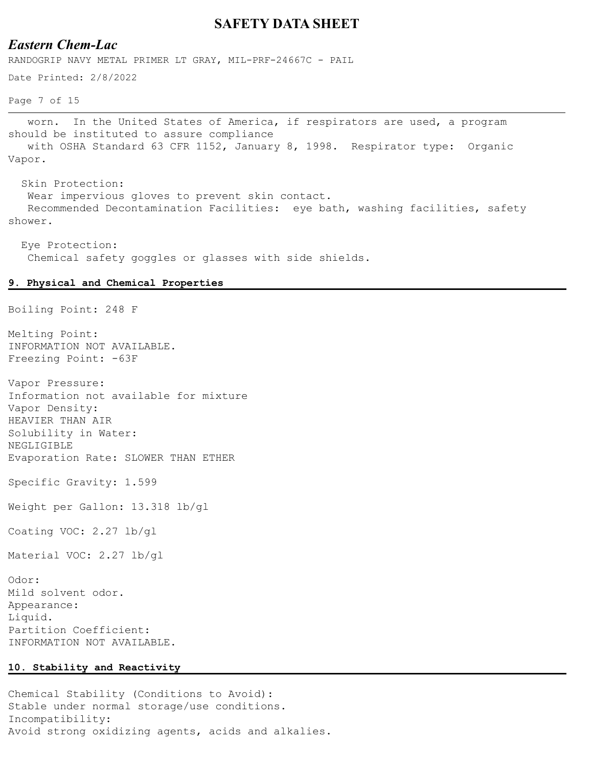worn. In the United States of America, if respirators are used, a program should be instituted to assure compliance with OSHA Standard 63 CFR 1152, January 8, 1998. Respirator type: Organic Vapor.

Skin Protection:
Wear impervious gloves to prevent skin contact.
Recommended Decontamination Facilities: eye bath, washing facilities, safety shower.

Eye Protection:
Chemical safety goggles or glasses with side shields.

## 9. Physical and Chemical Properties

Boiling Point: 248 F

Melting Point:
INFORMATION NOT AVAILABLE.
Freezing Point: -63F

Vapor Pressure:
Information not available for mixture
Vapor Density:
HEAVIER THAN AIR
Solubility in Water:
NEGLIGIBLE
Evaporation Rate: SLOWER THAN ETHER

Specific Gravity: 1.599

Weight per Gallon: 13.318 lb/gl

Coating VOC: 2.27 lb/gl

Material VOC: 2.27 lb/gl

Odor:
Mild solvent odor.
Appearance:
Liquid.
Partition Coefficient:
INFORMATION NOT AVAILABLE.

## 10. Stability and Reactivity

Chemical Stability (Conditions to Avoid):
Stable under normal storage/use conditions.
Incompatibility:
Avoid strong oxidizing agents, acids and alkalies.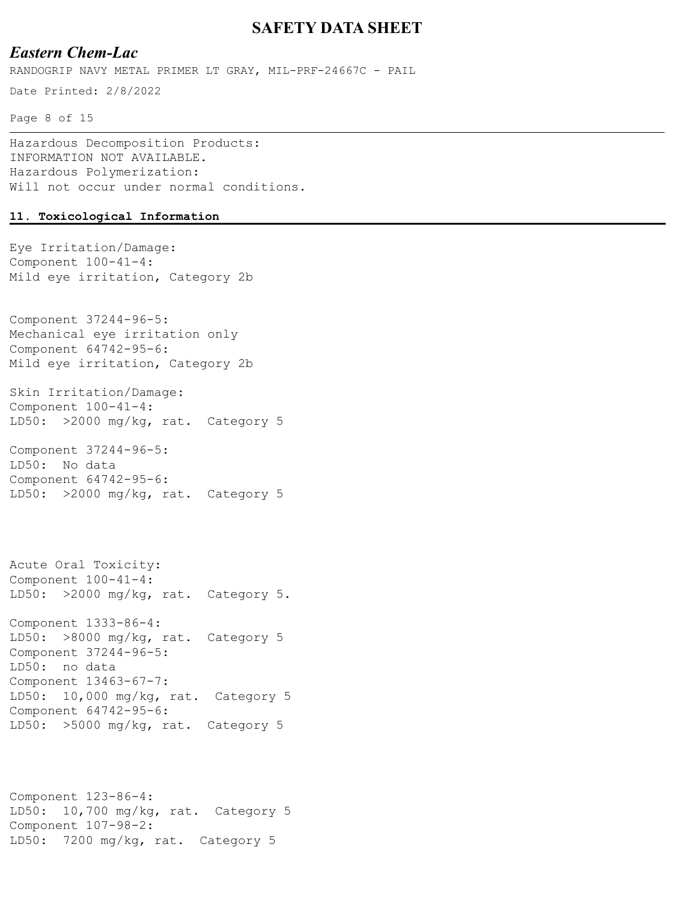Hazardous Decomposition Products:
INFORMATION NOT AVAILABLE.
Hazardous Polymerization:
Will not occur under normal conditions.

## 11. Toxicological Information

Eye Irritation/Damage:
Component 100-41-4:
Mild eye irritation, Category 2b

Component 37244-96-5:
Mechanical eye irritation only
Component 64742-95-6:
Mild eye irritation, Category 2b

Skin Irritation/Damage:
Component 100-41-4:
LD50: >2000 mg/kg, rat. Category 5

Component 37244-96-5:
LD50: No data
Component 64742-95-6:
LD50: >2000 mg/kg, rat. Category 5

Acute Oral Toxicity:
Component 100-41-4:
LD50: >2000 mg/kg, rat. Category 5.

Component 1333-86-4:
LD50: >8000 mg/kg, rat. Category 5
Component 37244-96-5:
LD50: no data
Component 13463-67-7:
LD50: 10,000 mg/kg, rat. Category 5
Component 64742-95-6:
LD50: >5000 mg/kg, rat. Category 5

Component 123-86-4:
LD50: 10,700 mg/kg, rat. Category 5
Component 107-98-2:
LD50: 7200 mg/kg, rat. Category 5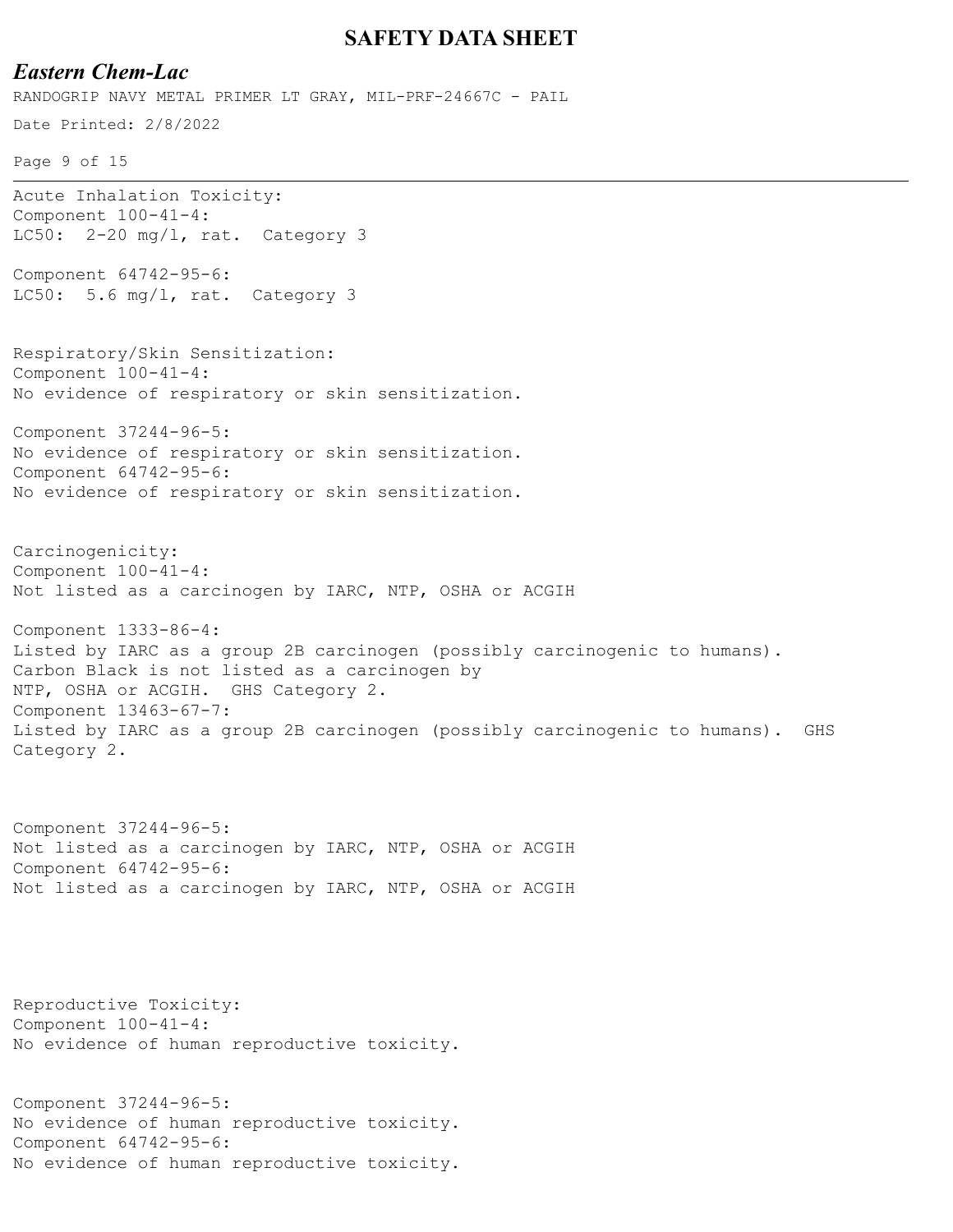Acute Inhalation Toxicity:
Component 100-41-4:
LC50: 2-20 mg/l, rat. Category 3

Component 64742-95-6:
LC50: 5.6 mg/l, rat. Category 3

Respiratory/Skin Sensitization:
Component 100-41-4:
No evidence of respiratory or skin sensitization.

Component 37244-96-5:
No evidence of respiratory or skin sensitization.
Component 64742-95-6:
No evidence of respiratory or skin sensitization.

Carcinogenicity:
Component 100-41-4:
Not listed as a carcinogen by IARC, NTP, OSHA or ACGIH

Component 1333-86-4:
Listed by IARC as a group 2B carcinogen (possibly carcinogenic to humans).
Carbon Black is not listed as a carcinogen by
NTP, OSHA or ACGIH. GHS Category 2.
Component 13463-67-7:
Listed by IARC as a group 2B carcinogen (possibly carcinogenic to humans). GHS Category 2.

Component 37244-96-5:
Not listed as a carcinogen by IARC, NTP, OSHA or ACGIH
Component 64742-95-6:
Not listed as a carcinogen by IARC, NTP, OSHA or ACGIH

Reproductive Toxicity:
Component 100-41-4:
No evidence of human reproductive toxicity.

Component 37244-96-5:
No evidence of human reproductive toxicity.
Component 64742-95-6:
No evidence of human reproductive toxicity.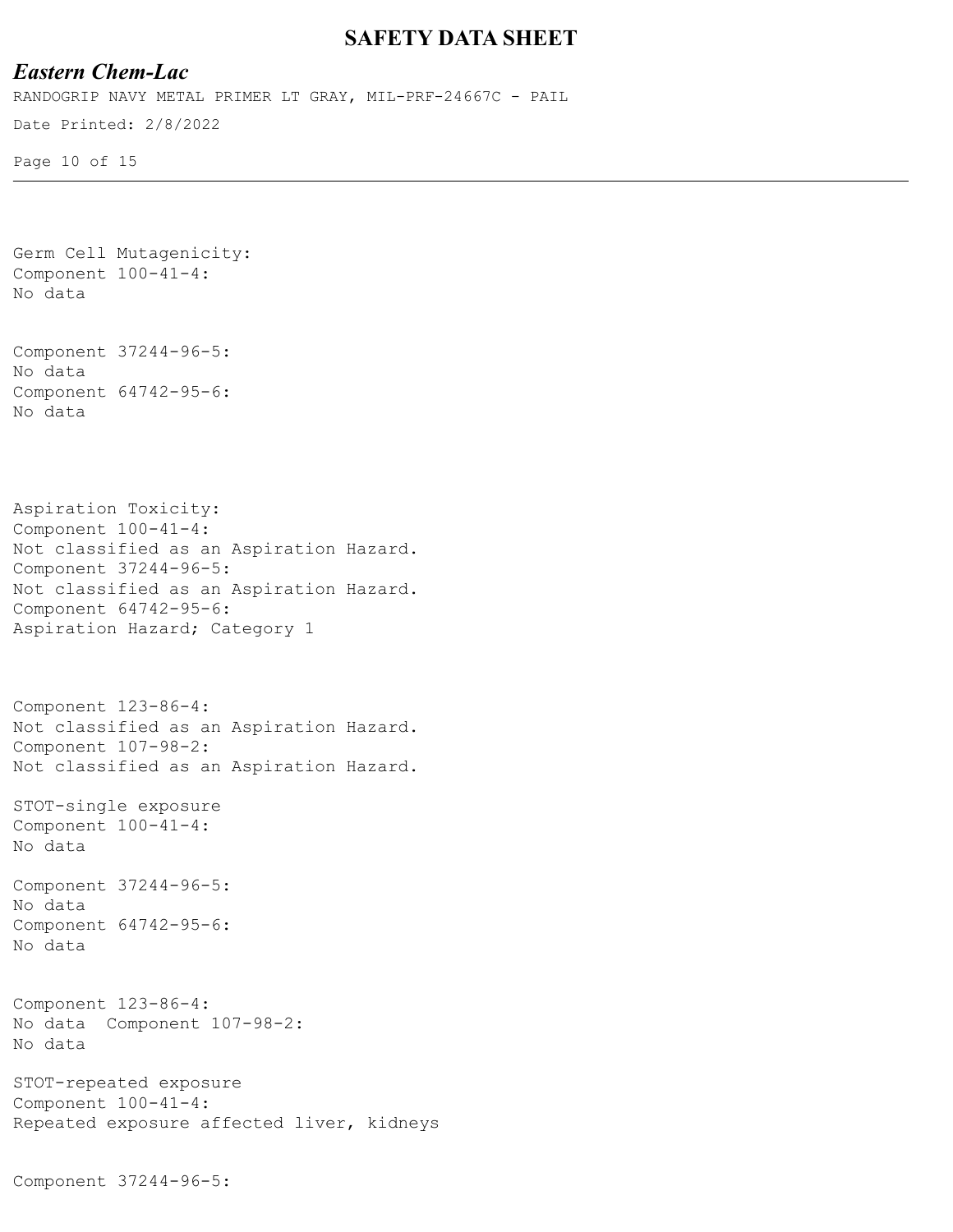Germ Cell Mutagenicity:
Component 100-41-4:
No data

Component 37244-96-5:
No data
Component 64742-95-6:
No data

Aspiration Toxicity:
Component 100-41-4:
Not classified as an Aspiration Hazard.
Component 37244-96-5:
Not classified as an Aspiration Hazard.
Component 64742-95-6:
Aspiration Hazard; Category 1

Component 123-86-4:
Not classified as an Aspiration Hazard.
Component 107-98-2:
Not classified as an Aspiration Hazard.

STOT-single exposure
Component 100-41-4:
No data

Component 37244-96-5:
No data
Component 64742-95-6:
No data

Component 123-86-4:
No data  Component 107-98-2:
No data

STOT-repeated exposure
Component 100-41-4:
Repeated exposure affected liver, kidneys

Component 37244-96-5: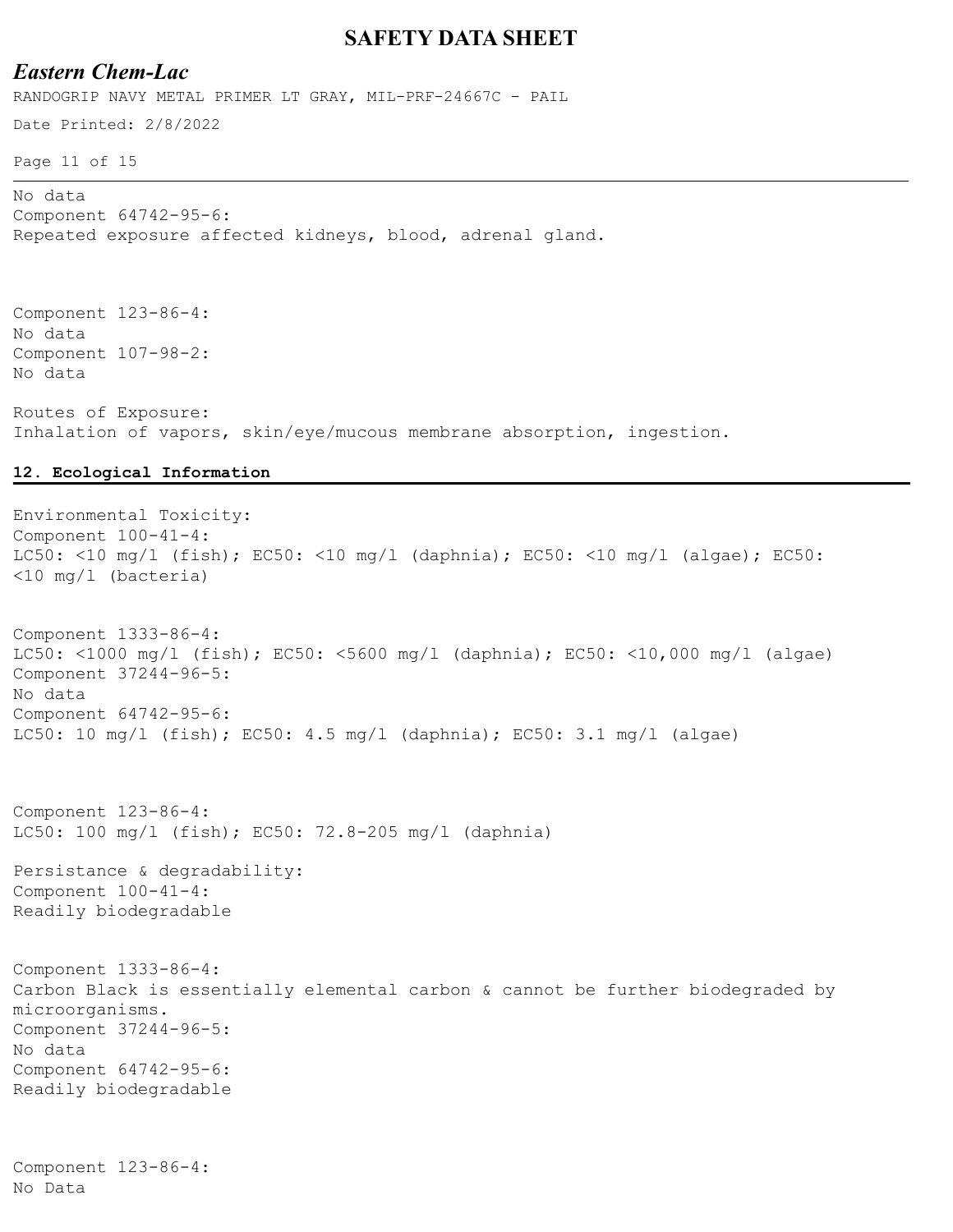No data
Component 64742-95-6:
Repeated exposure affected kidneys, blood, adrenal gland.

Component 123-86-4:
No data
Component 107-98-2:
No data

Routes of Exposure:
Inhalation of vapors, skin/eye/mucous membrane absorption, ingestion.

## 12. Ecological Information

Environmental Toxicity:
Component 100-41-4:
LC50: <10 mg/l (fish); EC50: <10 mg/l (daphnia); EC50: <10 mg/l (algae); EC50: <10 mg/l (bacteria)

Component 1333-86-4:
LC50: <1000 mg/l (fish); EC50: <5600 mg/l (daphnia); EC50: <10,000 mg/l (algae)
Component 37244-96-5:
No data
Component 64742-95-6:
LC50: 10 mg/l (fish); EC50: 4.5 mg/l (daphnia); EC50: 3.1 mg/l (algae)

Component 123-86-4:
LC50: 100 mg/l (fish); EC50: 72.8-205 mg/l (daphnia)

Persistance & degradability:
Component 100-41-4:
Readily biodegradable

Component 1333-86-4:
Carbon Black is essentially elemental carbon & cannot be further biodegraded by microorganisms.
Component 37244-96-5:
No data
Component 64742-95-6:
Readily biodegradable

Component 123-86-4:
No Data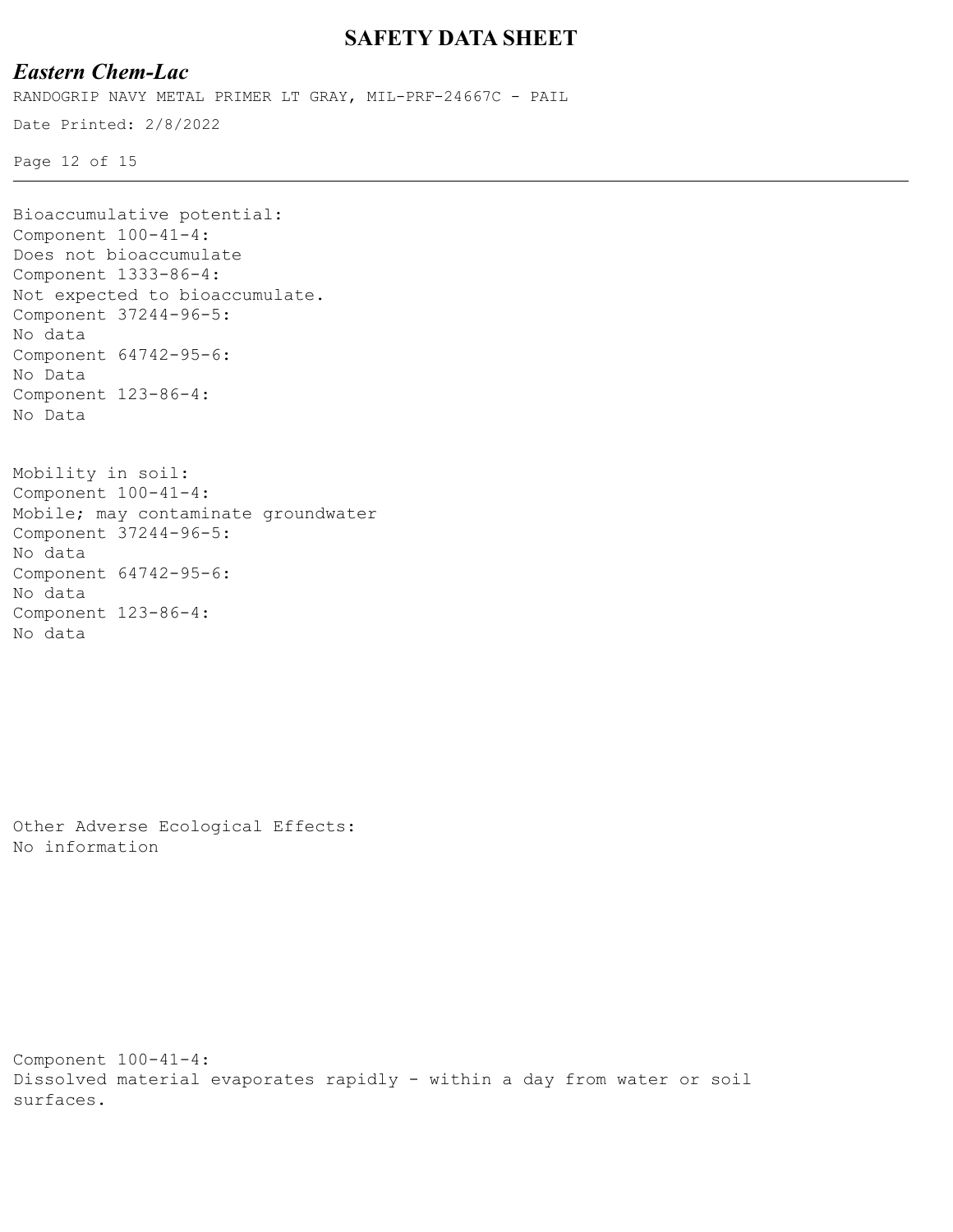Bioaccumulative potential:
Component 100-41-4:
Does not bioaccumulate
Component 1333-86-4:
Not expected to bioaccumulate.
Component 37244-96-5:
No data
Component 64742-95-6:
No Data
Component 123-86-4:
No Data

Mobility in soil:
Component 100-41-4:
Mobile; may contaminate groundwater
Component 37244-96-5:
No data
Component 64742-95-6:
No data
Component 123-86-4:
No data

Other Adverse Ecological Effects:
No information

Component 100-41-4:
Dissolved material evaporates rapidly - within a day from water or soil surfaces.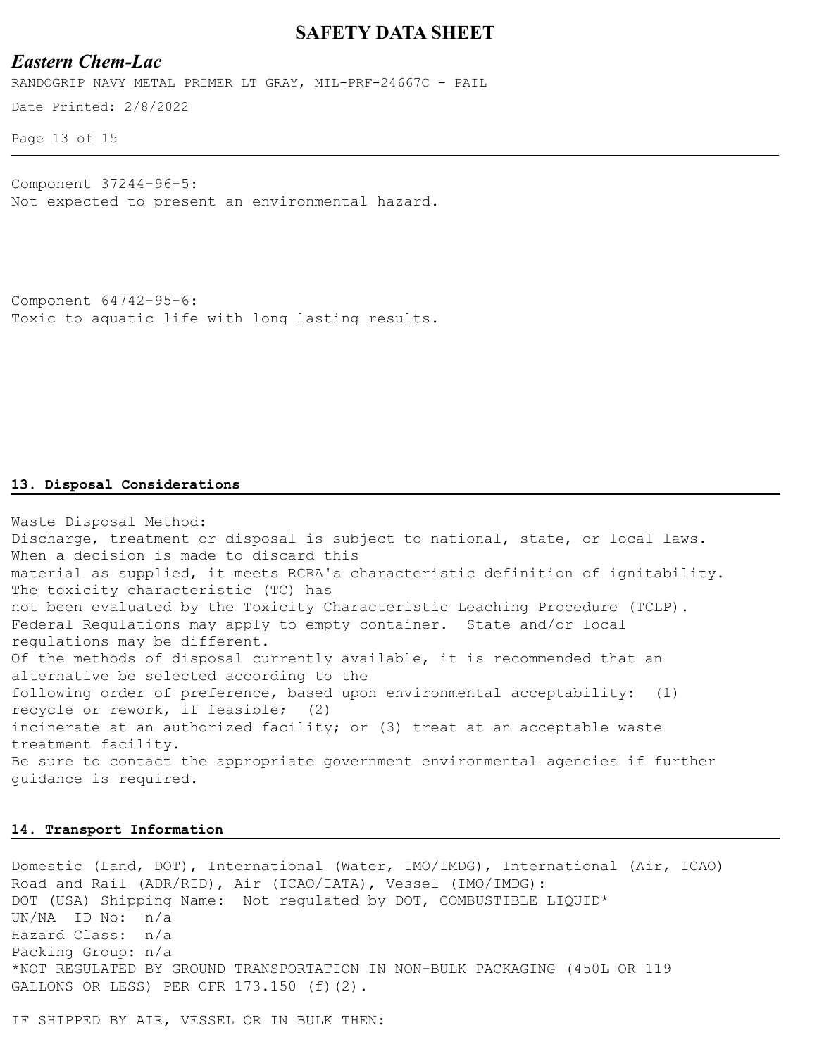Component 37244-96-5:
Not expected to present an environmental hazard.

Component 64742-95-6:
Toxic to aquatic life with long lasting results.

## 13. Disposal Considerations

Waste Disposal Method:
Discharge, treatment or disposal is subject to national, state, or local laws. When a decision is made to discard this material as supplied, it meets RCRA's characteristic definition of ignitability. The toxicity characteristic (TC) has not been evaluated by the Toxicity Characteristic Leaching Procedure (TCLP). Federal Regulations may apply to empty container. State and/or local regulations may be different.
Of the methods of disposal currently available, it is recommended that an alternative be selected according to the following order of preference, based upon environmental acceptability: (1) recycle or rework, if feasible; (2) incinerate at an authorized facility; or (3) treat at an acceptable waste treatment facility.
Be sure to contact the appropriate government environmental agencies if further guidance is required.

## 14. Transport Information

Domestic (Land, DOT), International (Water, IMO/IMDG), International (Air, ICAO)
Road and Rail (ADR/RID), Air (ICAO/IATA), Vessel (IMO/IMDG):
DOT (USA) Shipping Name: Not regulated by DOT, COMBUSTIBLE LIQUID*
UN/NA ID No: n/a
Hazard Class: n/a
Packing Group: n/a
*NOT REGULATED BY GROUND TRANSPORTATION IN NON-BULK PACKAGING (450L OR 119 GALLONS OR LESS) PER CFR 173.150 (f)(2).

IF SHIPPED BY AIR, VESSEL OR IN BULK THEN: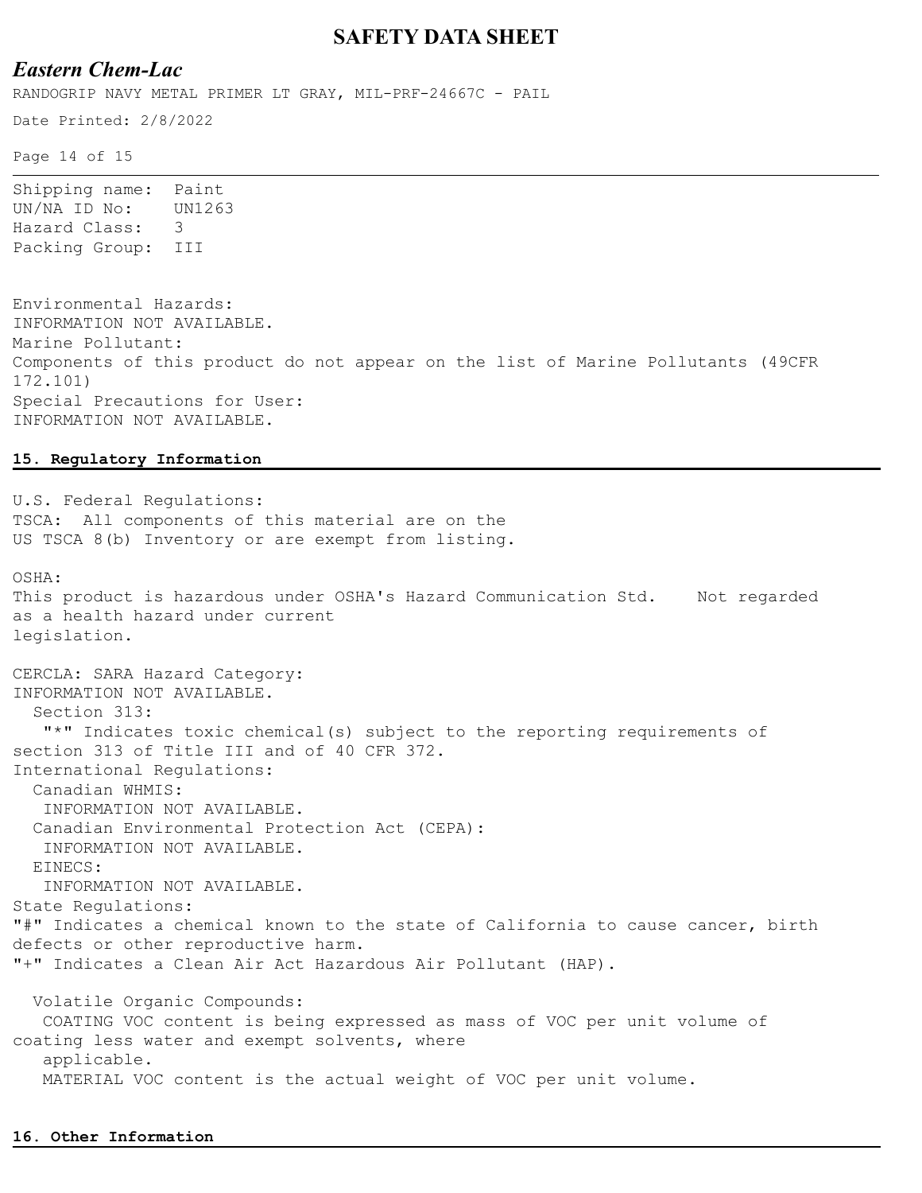Shipping name: Paint
UN/NA ID No: UN1263
Hazard Class: 3
Packing Group: III

Environmental Hazards:
INFORMATION NOT AVAILABLE.
Marine Pollutant:
Components of this product do not appear on the list of Marine Pollutants (49CFR 172.101)
Special Precautions for User:
INFORMATION NOT AVAILABLE.

## 15. Regulatory Information

U.S. Federal Regulations:
TSCA: All components of this material are on the US TSCA 8(b) Inventory or are exempt from listing.

OSHA:
This product is hazardous under OSHA's Hazard Communication Std. Not regarded as a health hazard under current legislation.

CERCLA: SARA Hazard Category:
INFORMATION NOT AVAILABLE.
Section 313:
"*" Indicates toxic chemical(s) subject to the reporting requirements of section 313 of Title III and of 40 CFR 372.
International Regulations:
Canadian WHMIS:
INFORMATION NOT AVAILABLE.
Canadian Environmental Protection Act (CEPA):
INFORMATION NOT AVAILABLE.
EINECS:
INFORMATION NOT AVAILABLE.
State Regulations:
"#" Indicates a chemical known to the state of California to cause cancer, birth defects or other reproductive harm.
"+" Indicates a Clean Air Act Hazardous Air Pollutant (HAP).

Volatile Organic Compounds:
COATING VOC content is being expressed as mass of VOC per unit volume of coating less water and exempt solvents, where applicable.
MATERIAL VOC content is the actual weight of VOC per unit volume.

## 16. Other Information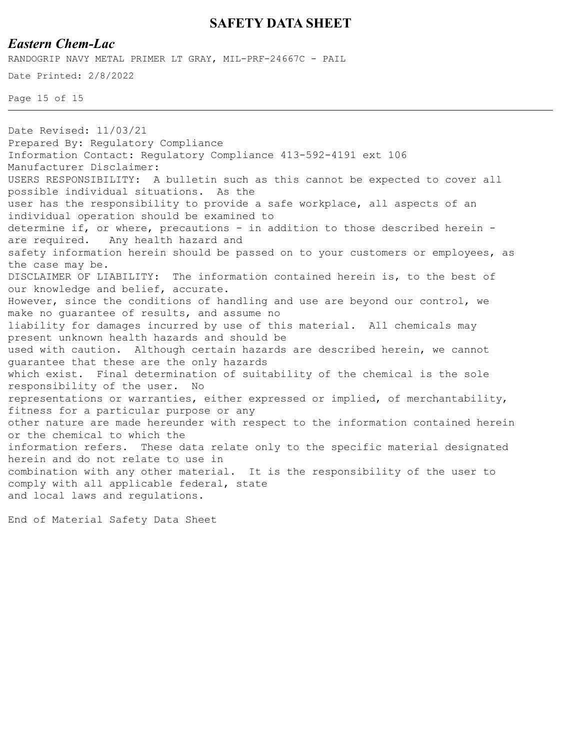Date Revised: 11/03/21
Prepared By: Regulatory Compliance
Information Contact: Regulatory Compliance 413-592-4191 ext 106
Manufacturer Disclaimer:
USERS RESPONSIBILITY: A bulletin such as this cannot be expected to cover all possible individual situations. As the user has the responsibility to provide a safe workplace, all aspects of an individual operation should be examined to determine if, or where, precautions - in addition to those described herein - are required. Any health hazard and safety information herein should be passed on to your customers or employees, as the case may be.
DISCLAIMER OF LIABILITY: The information contained herein is, to the best of our knowledge and belief, accurate. However, since the conditions of handling and use are beyond our control, we make no guarantee of results, and assume no liability for damages incurred by use of this material. All chemicals may present unknown health hazards and should be used with caution. Although certain hazards are described herein, we cannot guarantee that these are the only hazards which exist. Final determination of suitability of the chemical is the sole responsibility of the user. No representations or warranties, either expressed or implied, of merchantability, fitness for a particular purpose or any other nature are made hereunder with respect to the information contained herein or the chemical to which the information refers. These data relate only to the specific material designated herein and do not relate to use in combination with any other material. It is the responsibility of the user to comply with all applicable federal, state and local laws and regulations.

End of Material Safety Data Sheet